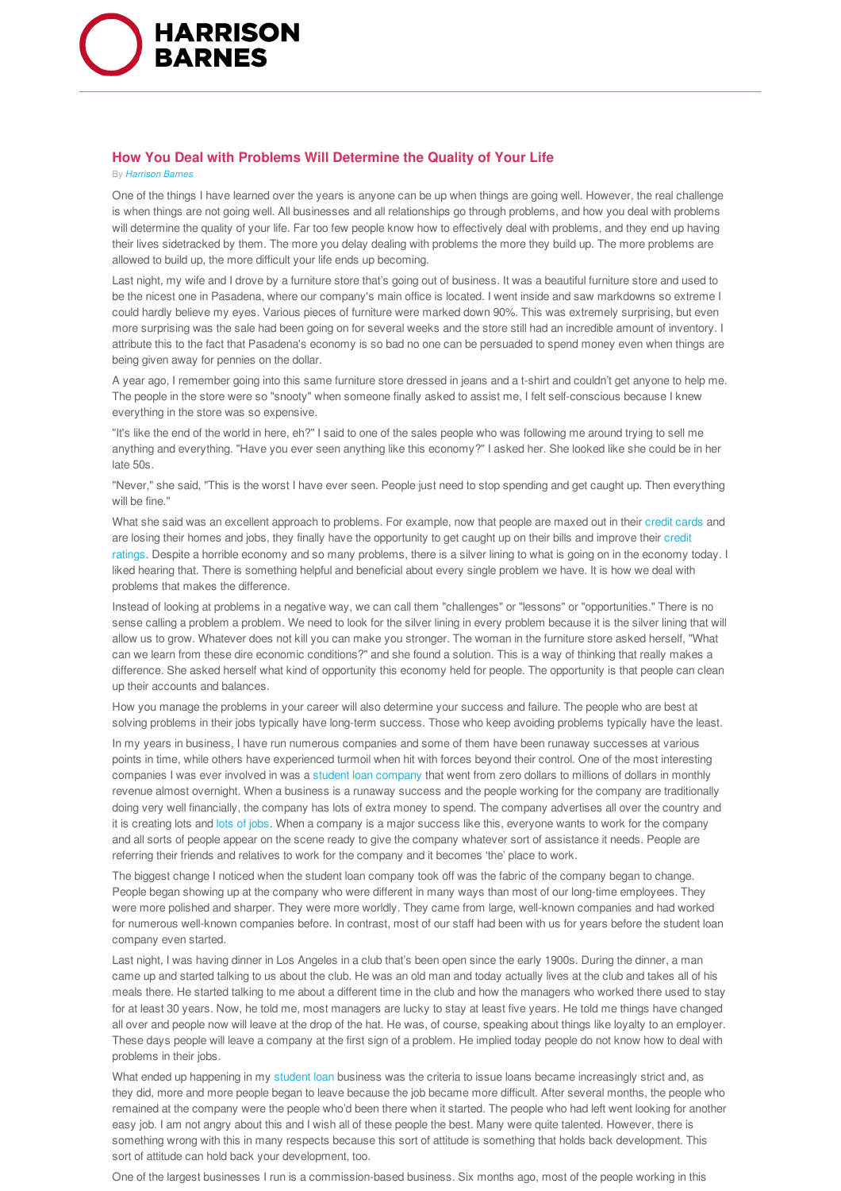# How You Deal with Problems Will Determine the Quality of Your Life

By *Harrison Barnes*

One of the things I have learned over the years is anyone can be up when things are going well. However, the real challenge is when things are not going well. All businesses and all relationships go through problems, and how you deal with problems will determine the quality of your life. Far too few people know how to effectively deal with problems, and they end up having their lives sidetracked by them. The more you delay dealing with problems the more they build up. The more problems are allowed to build up, the more difficult your life ends up becoming.

Last night, my wife and I drove by a furniture store that's going out of business. It was a beautiful furniture store and used to be the nicest one in Pasadena, where our company's main office is located. I went inside and saw markdowns so extreme I could hardly believe my eyes. Various pieces of furniture were marked down 90%. This was extremely surprising, but even more surprising was the sale had been going on for several weeks and the store still had an incredible amount of inventory. I attribute this to the fact that Pasadena's economy is so bad no one can be persuaded to spend money even when things are being given away for pennies on the dollar.

A year ago, I remember going into this same furniture store dressed in jeans and a t-shirt and couldn't get anyone to help me. The people in the store were so "snooty" when someone finally asked to assist me, I felt self-conscious because I knew everything in the store was so expensive.

"It's like the end of the world in here, eh?" I said to one of the sales people who was following me around trying to sell me anything and everything. "Have you ever seen anything like this economy?" I asked her. She looked like she could be in her late 50s.

"Never," she said, "This is the worst I have ever seen. People just need to stop spending and get caught up. Then everything will be fine."

What she said was an excellent approach to problems. For example, now that people are maxed out in their credit cards and are losing their homes and jobs, they finally have the opportunity to get caught up on their bills and improve their credit ratings. Despite a horrible economy and so many problems, there is a silver lining to what is going on in the economy today. I liked hearing that. There is something helpful and beneficial about every single problem we have. It is how we deal with problems that makes the difference.

Instead of looking at problems in a negative way, we can call them "challenges" or "lessons" or "opportunities." There is no sense calling a problem a problem. We need to look for the silver lining in every problem because it is the silver lining that will allow us to grow. Whatever does not kill you can make you stronger. The woman in the furniture store asked herself, "What can we learn from these dire economic conditions?" and she found a solution. This is a way of thinking that really makes a difference. She asked herself what kind of opportunity this economy held for people. The opportunity is that people can clean up their accounts and balances.

How you manage the problems in your career will also determine your success and failure. The people who are best at solving problems in their jobs typically have long-term success. Those who keep avoiding problems typically have the least.

In my years in business, I have run numerous companies and some of them have been runaway successes at various points in time, while others have experienced turmoil when hit with forces beyond their control. One of the most interesting companies I was ever involved in was a student loan company that went from zero dollars to millions of dollars in monthly revenue almost overnight. When a business is a runaway success and the people working for the company are traditionally doing very well financially, the company has lots of extra money to spend. The company advertises all over the country and it is creating lots and lots of jobs. When a company is a major success like this, everyone wants to work for the company and all sorts of people appear on the scene ready to give the company whatever sort of assistance it needs. People are referring their friends and relatives to work for the company and it becomes 'the' place to work.

The biggest change I noticed when the student loan company took off was the fabric of the company began to change. People began showing up at the company who were different in many ways than most of our long-time employees. They were more polished and sharper. They were more worldly. They came from large, well-known companies and had worked for numerous well-known companies before. In contrast, most of our staff had been with us for years before the student loan company even started.

Last night, I was having dinner in Los Angeles in a club that's been open since the early 1900s. During the dinner, a man came up and started talking to us about the club. He was an old man and today actually lives at the club and takes all of his meals there. He started talking to me about a different time in the club and how the managers who worked there used to stay for at least 30 years. Now, he told me, most managers are lucky to stay at least five years. He told me things have changed all over and people now will leave at the drop of the hat. He was, of course, speaking about things like loyalty to an employer. These days people will leave a company at the first sign of a problem. He implied today people do not know how to deal with problems in their jobs.

What ended up happening in my student loan business was the criteria to issue loans became increasingly strict and, as they did, more and more people began to leave because the job became more difficult. After several months, the people who remained at the company were the people who'd been there when it started. The people who had left went looking for another easy job. I am not angry about this and I wish all of these people the best. Many were quite talented. However, there is something wrong with this in many respects because this sort of attitude is something that holds back development. This sort of attitude can hold back your development, too.

One of the largest businesses I run is a commission-based business. Six months ago, most of the people working in this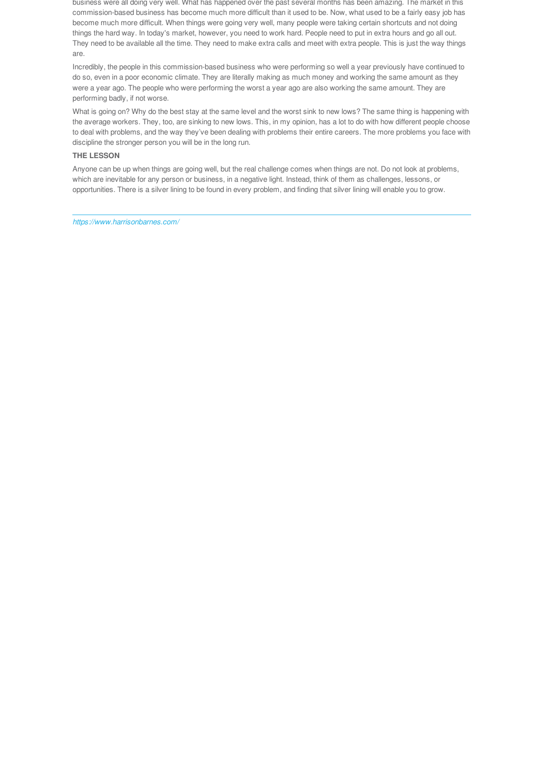business were all doing very well. What has happened over the past several months has been amazing. The market in this commission-based business has become much more difficult than it used to be. Now, what used to be a fairly easy job has become much more difficult. When things were going very well, many people were taking certain shortcuts and not doing things the hard way. In today's market, however, you need to work hard. People need to put in extra hours and go all out. They need to be available all the time. They need to make extra calls and meet with extra people. This is just the way things are.

Incredibly, the people in this commission-based business who were performing so well a year previously have continued to do so, even in a poor economic climate. They are literally making as much money and working the same amount as they were a year ago. The people who were performing the worst a year ago are also working the same amount. They are performing badly, if not worse.

What is going on? Why do the best stay at the same level and the worst sink to new lows? The same thing is happening with the average workers. They, too, are sinking to new lows. This, in my opinion, has a lot to do with how different people choose to deal with problems, and the way they've been dealing with problems their entire careers. The more problems you face with discipline the stronger person you will be in the long run.

**THE LESSON**

Anyone can be up when things are going well, but the real challenge comes when things are not. Do not look at problems, which are inevitable for any person or business, in a negative light. Instead, think of them as challenges, lessons, or opportunities. There is a silver lining to be found in every problem, and finding that silver lining will enable you to grow.

---

*https://www.harrisonbarnes.com/*